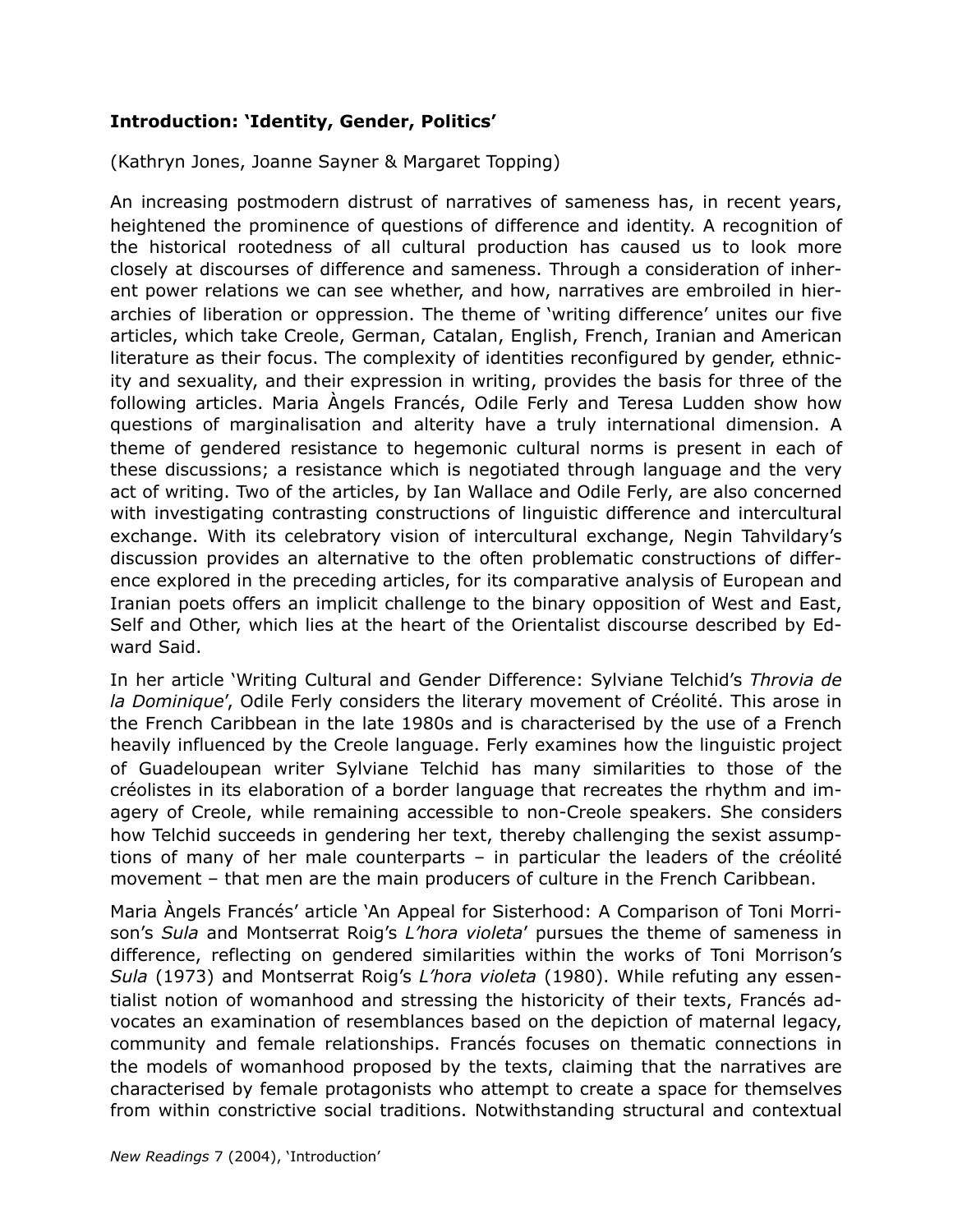## Introduction: 'Identity, Gender, Politics'

(Kathryn Jones, Joanne Sayner & Margaret Topping)

An increasing postmodern distrust of narratives of sameness has, in recent years, heightened the prominence of questions of difference and identity. A recognition of the historical rootedness of all cultural production has caused us to look more closely at discourses of difference and sameness. Through a consideration of inherent power relations we can see whether, and how, narratives are embroiled in hierarchies of liberation or oppression. The theme of 'writing difference' unites our five articles, which take Creole, German, Catalan, English, French, Iranian and American literature as their focus. The complexity of identities reconfigured by gender, ethnicity and sexuality, and their expression in writing, provides the basis for three of the following articles. Maria Àngels Francés, Odile Ferly and Teresa Ludden show how questions of marginalisation and alterity have a truly international dimension. A theme of gendered resistance to hegemonic cultural norms is present in each of these discussions; a resistance which is negotiated through language and the very act of writing. Two of the articles, by Ian Wallace and Odile Ferly, are also concerned with investigating contrasting constructions of linguistic difference and intercultural exchange. With its celebratory vision of intercultural exchange, Negin Tahvildary's discussion provides an alternative to the often problematic constructions of difference explored in the preceding articles, for its comparative analysis of European and Iranian poets offers an implicit challenge to the binary opposition of West and East, Self and Other, which lies at the heart of the Orientalist discourse described by Edward Said.

In her article 'Writing Cultural and Gender Difference: Sylviane Telchid's *Throvia de la Dominique*', Odile Ferly considers the literary movement of Créolité. This arose in the French Caribbean in the late 1980s and is characterised by the use of a French heavily influenced by the Creole language. Ferly examines how the linguistic project of Guadeloupean writer Sylviane Telchid has many similarities to those of the créolistes in its elaboration of a border language that recreates the rhythm and imagery of Creole, while remaining accessible to non-Creole speakers. She considers how Telchid succeeds in gendering her text, thereby challenging the sexist assumptions of many of her male counterparts – in particular the leaders of the créolité movement – that men are the main producers of culture in the French Caribbean.

Maria Àngels Francés' article 'An Appeal for Sisterhood: A Comparison of Toni Morrison's *Sula* and Montserrat Roig's *L'hora violeta*' pursues the theme of sameness in difference, reflecting on gendered similarities within the works of Toni Morrison's *Sula* (1973) and Montserrat Roig's *L'hora violeta* (1980). While refuting any essentialist notion of womanhood and stressing the historicity of their texts, Francés advocates an examination of resemblances based on the depiction of maternal legacy, community and female relationships. Francés focuses on thematic connections in the models of womanhood proposed by the texts, claiming that the narratives are characterised by female protagonists who attempt to create a space for themselves from within constrictive social traditions. Notwithstanding structural and contextual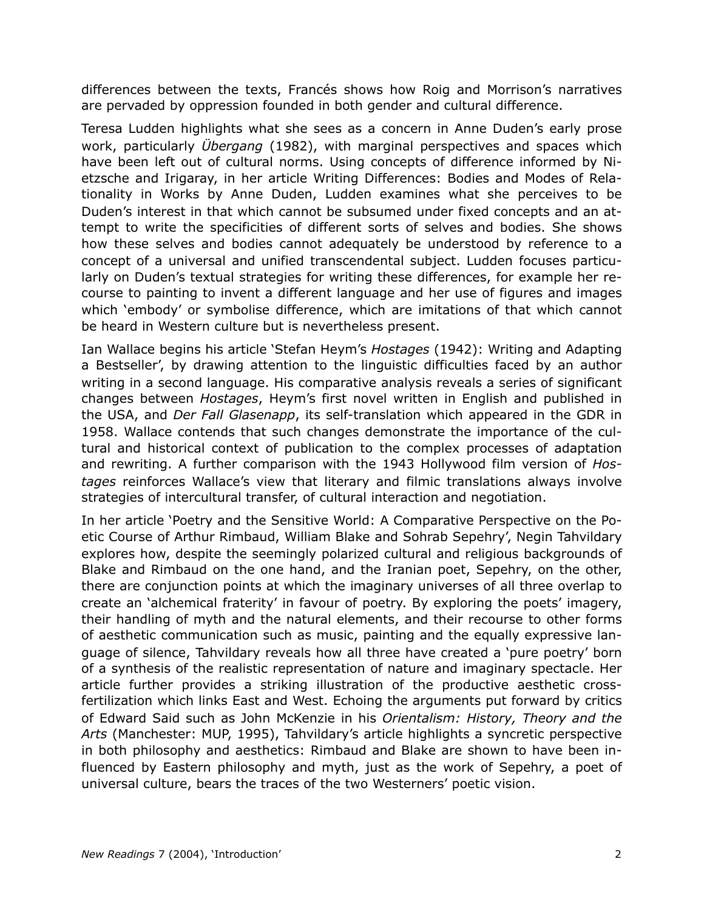differences between the texts, Francés shows how Roig and Morrison's narratives are pervaded by oppression founded in both gender and cultural difference.

Teresa Ludden highlights what she sees as a concern in Anne Duden's early prose work, particularly *Übergang* (1982), with marginal perspectives and spaces which have been left out of cultural norms. Using concepts of difference informed by Nietzsche and Irigaray, in her article Writing Differences: Bodies and Modes of Relationality in Works by Anne Duden, Ludden examines what she perceives to be Duden's interest in that which cannot be subsumed under fixed concepts and an attempt to write the specificities of different sorts of selves and bodies. She shows how these selves and bodies cannot adequately be understood by reference to a concept of a universal and unified transcendental subject. Ludden focuses particularly on Duden's textual strategies for writing these differences, for example her recourse to painting to invent a different language and her use of figures and images which 'embody' or symbolise difference, which are imitations of that which cannot be heard in Western culture but is nevertheless present.

Ian Wallace begins his article 'Stefan Heym's *Hostages* (1942): Writing and Adapting a Bestseller', by drawing attention to the linguistic difficulties faced by an author writing in a second language. His comparative analysis reveals a series of significant changes between *Hostages*, Heym's first novel written in English and published in the USA, and *Der Fall Glasenapp*, its self-translation which appeared in the GDR in 1958. Wallace contends that such changes demonstrate the importance of the cultural and historical context of publication to the complex processes of adaptation and rewriting. A further comparison with the 1943 Hollywood film version of *Hostages* reinforces Wallace's view that literary and filmic translations always involve strategies of intercultural transfer, of cultural interaction and negotiation.

In her article 'Poetry and the Sensitive World: A Comparative Perspective on the Poetic Course of Arthur Rimbaud, William Blake and Sohrab Sepehry', Negin Tahvildary explores how, despite the seemingly polarized cultural and religious backgrounds of Blake and Rimbaud on the one hand, and the Iranian poet, Sepehry, on the other, there are conjunction points at which the imaginary universes of all three overlap to create an 'alchemical fraterity' in favour of poetry. By exploring the poets' imagery, their handling of myth and the natural elements, and their recourse to other forms of aesthetic communication such as music, painting and the equally expressive language of silence, Tahvildary reveals how all three have created a 'pure poetry' born of a synthesis of the realistic representation of nature and imaginary spectacle. Her article further provides a striking illustration of the productive aesthetic cross-fertilization which links East and West. Echoing the arguments put forward by critics of Edward Said such as John McKenzie in his *Orientalism: History, Theory and the Arts* (Manchester: MUP, 1995), Tahvildary's article highlights a syncretic perspective in both philosophy and aesthetics: Rimbaud and Blake are shown to have been influenced by Eastern philosophy and myth, just as the work of Sepehry, a poet of universal culture, bears the traces of the two Westerners' poetic vision.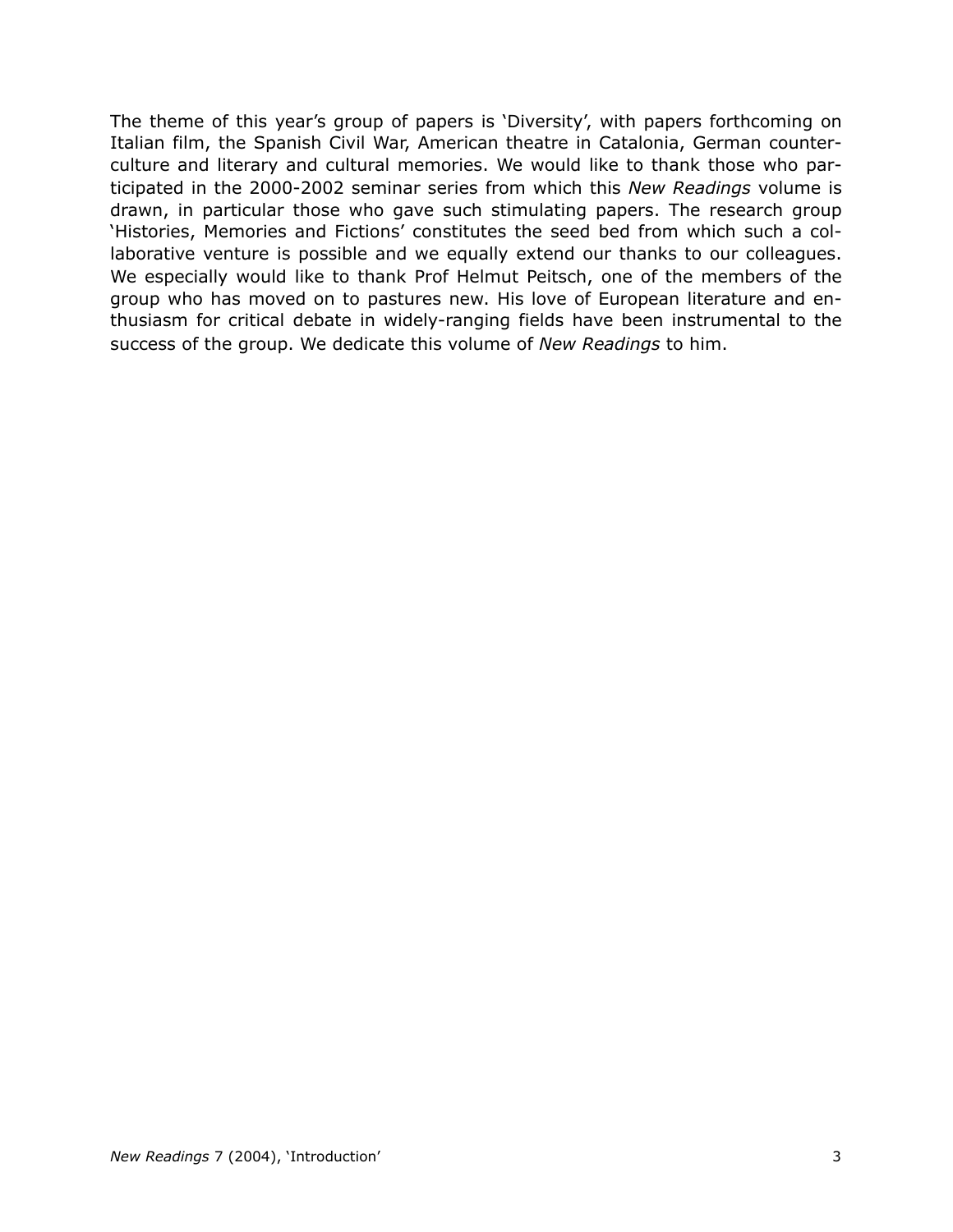The theme of this year's group of papers is 'Diversity', with papers forthcoming on Italian film, the Spanish Civil War, American theatre in Catalonia, German counterculture and literary and cultural memories. We would like to thank those who participated in the 2000-2002 seminar series from which this *New Readings* volume is drawn, in particular those who gave such stimulating papers. The research group 'Histories, Memories and Fictions' constitutes the seed bed from which such a collaborative venture is possible and we equally extend our thanks to our colleagues. We especially would like to thank Prof Helmut Peitsch, one of the members of the group who has moved on to pastures new. His love of European literature and enthusiasm for critical debate in widely-ranging fields have been instrumental to the success of the group. We dedicate this volume of *New Readings* to him.